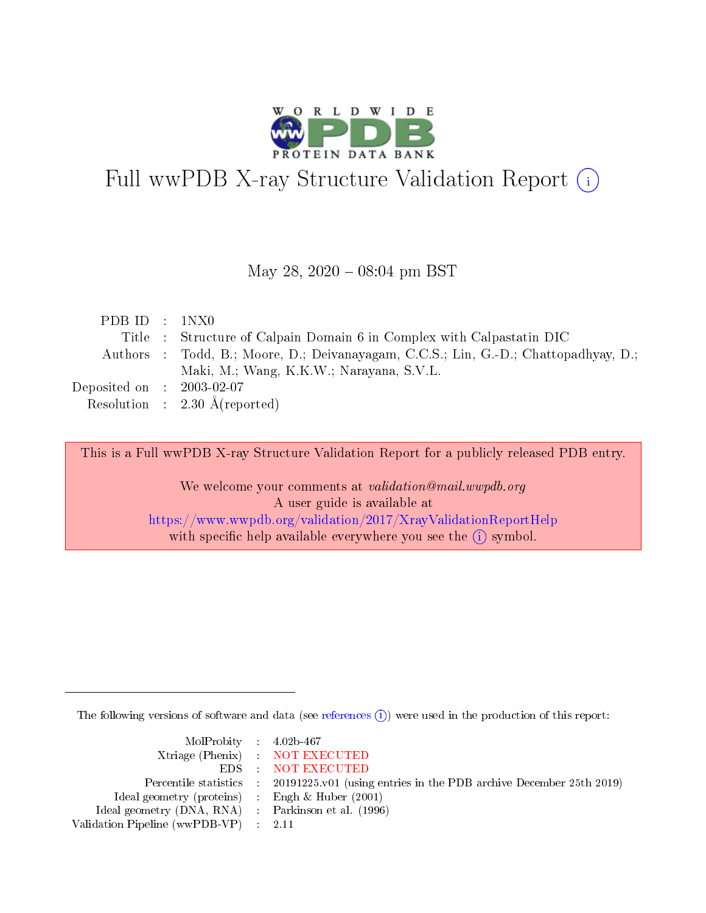# Full wwPDB X-ray Structure Validation Report (i)

May 28, 2020 – 08:04 pm BST

| | | |
|---|---|---|
| PDB ID | : | 1NX0 |
| Title | : | Structure of Calpain Domain 6 in Complex with Calpastatin DIC |
| Authors | : | Todd, B.; Moore, D.; Deivanayagam, C.C.S.; Lin, G.-D.; Chattopadhyay, D.; Maki, M.; Wang, K.K.W.; Narayana, S.V.L. |
| Deposited on | : | 2003-02-07 |
| Resolution | : | 2.30 Å(reported) |

This is a Full wwPDB X-ray Structure Validation Report for a publicly released PDB entry.

We welcome your comments at *validation@mail.wwpdb.org*
A user guide is available at
https://www.wwpdb.org/validation/2017/XrayValidationReportHelp
with specific help available everywhere you see the (i) symbol.

The following versions of software and data (see references (i)) were used in the production of this report:

| | | |
|---|---|---|
| MolProbity | : | 4.02b-467 |
| Xtriage (Phenix) | : | NOT EXECUTED |
| EDS | : | NOT EXECUTED |
| Percentile statistics | : | 20191225.v01 (using entries in the PDB archive December 25th 2019) |
| Ideal geometry (proteins) | : | Engh & Huber (2001) |
| Ideal geometry (DNA, RNA) | : | Parkinson et al. (1996) |
| Validation Pipeline (wwPDB-VP) | : | 2.11 |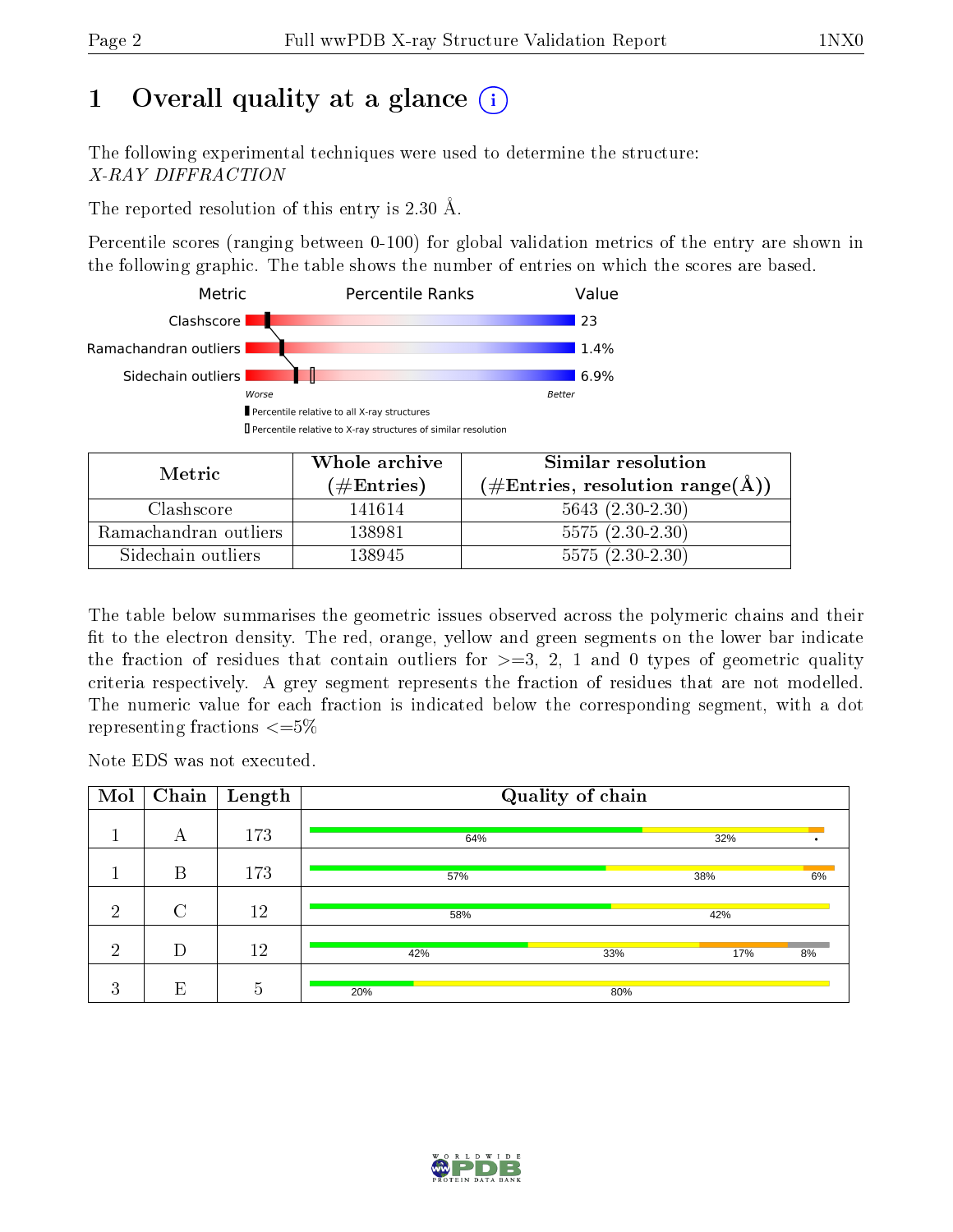# 1 Overall quality at a glance (i)

The following experimental techniques were used to determine the structure:
*X-RAY DIFFRACTION*

The reported resolution of this entry is 2.30 Å.

Percentile scores (ranging between 0-100) for global validation metrics of the entry are shown in the following graphic. The table shows the number of entries on which the scores are based.

| Metric | Percentile Ranks | Value |
|---|---|---|
| Clashscore | | 23 |
| Ramachandran outliers | | 1.4% |
| Sidechain outliers | | 6.9% |

Worse — Better

▮ Percentile relative to all X-ray structures
▯ Percentile relative to X-ray structures of similar resolution

| Metric | Whole archive (#Entries) | Similar resolution (#Entries, resolution range(Å)) |
|---|---|---|
| Clashscore | 141614 | 5643 (2.30-2.30) |
| Ramachandran outliers | 138981 | 5575 (2.30-2.30) |
| Sidechain outliers | 138945 | 5575 (2.30-2.30) |

The table below summarises the geometric issues observed across the polymeric chains and their fit to the electron density. The red, orange, yellow and green segments on the lower bar indicate the fraction of residues that contain outliers for >=3, 2, 1 and 0 types of geometric quality criteria respectively. A grey segment represents the fraction of residues that are not modelled. The numeric value for each fraction is indicated below the corresponding segment, with a dot representing fractions <=5%

Note EDS was not executed.

| Mol | Chain | Length | Quality of chain |
|---|---|---|---|
| 1 | A | 173 | 64% · 32% · • |
| 1 | B | 173 | 57% · 38% · 6% |
| 2 | C | 12 | 58% · 42% |
| 2 | D | 12 | 42% · 33% · 17% · 8% |
| 3 | E | 5 | 20% · 80% |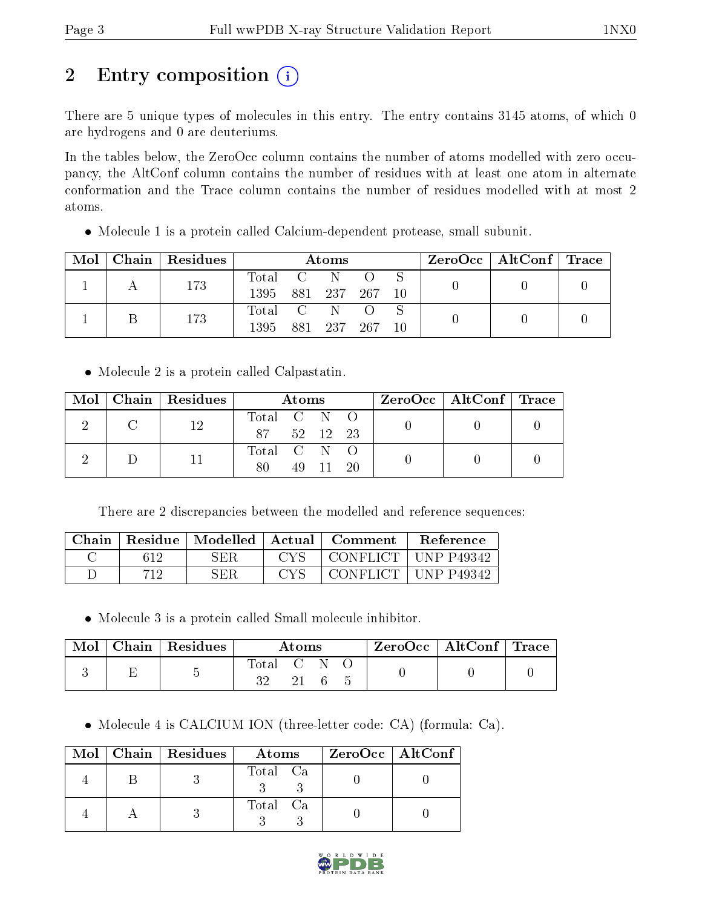# 2 Entry composition (i)

There are 5 unique types of molecules in this entry. The entry contains 3145 atoms, of which 0 are hydrogens and 0 are deuteriums.

In the tables below, the ZeroOcc column contains the number of atoms modelled with zero occupancy, the AltConf column contains the number of residues with at least one atom in alternate conformation and the Trace column contains the number of residues modelled with at most 2 atoms.

- Molecule 1 is a protein called Calcium-dependent protease, small subunit.

| Mol | Chain | Residues | Atoms | | | | | ZeroOcc | AltConf | Trace |
|---|---|---|---|---|---|---|---|---|---|---|
| 1 | A | 173 | Total<br>1395 | C<br>881 | N<br>237 | O<br>267 | S<br>10 | 0 | 0 | 0 |
| 1 | B | 173 | Total<br>1395 | C<br>881 | N<br>237 | O<br>267 | S<br>10 | 0 | 0 | 0 |

- Molecule 2 is a protein called Calpastatin.

| Mol | Chain | Residues | Atoms | | | | ZeroOcc | AltConf | Trace |
|---|---|---|---|---|---|---|---|---|---|
| 2 | C | 12 | Total<br>87 | C<br>52 | N<br>12 | O<br>23 | 0 | 0 | 0 |
| 2 | D | 11 | Total<br>80 | C<br>49 | N<br>11 | O<br>20 | 0 | 0 | 0 |

There are 2 discrepancies between the modelled and reference sequences:

| Chain | Residue | Modelled | Actual | Comment | Reference |
|---|---|---|---|---|---|
| C | 612 | SER | CYS | CONFLICT | UNP P49342 |
| D | 712 | SER | CYS | CONFLICT | UNP P49342 |

- Molecule 3 is a protein called Small molecule inhibitor.

| Mol | Chain | Residues | Atoms | | | | ZeroOcc | AltConf | Trace |
|---|---|---|---|---|---|---|---|---|---|
| 3 | E | 5 | Total<br>32 | C<br>21 | N<br>6 | O<br>5 | 0 | 0 | 0 |

- Molecule 4 is CALCIUM ION (three-letter code: CA) (formula: Ca).

| Mol | Chain | Residues | Atoms | | ZeroOcc | AltConf |
|---|---|---|---|---|---|---|
| 4 | B | 3 | Total<br>3 | Ca<br>3 | 0 | 0 |
| 4 | A | 3 | Total<br>3 | Ca<br>3 | 0 | 0 |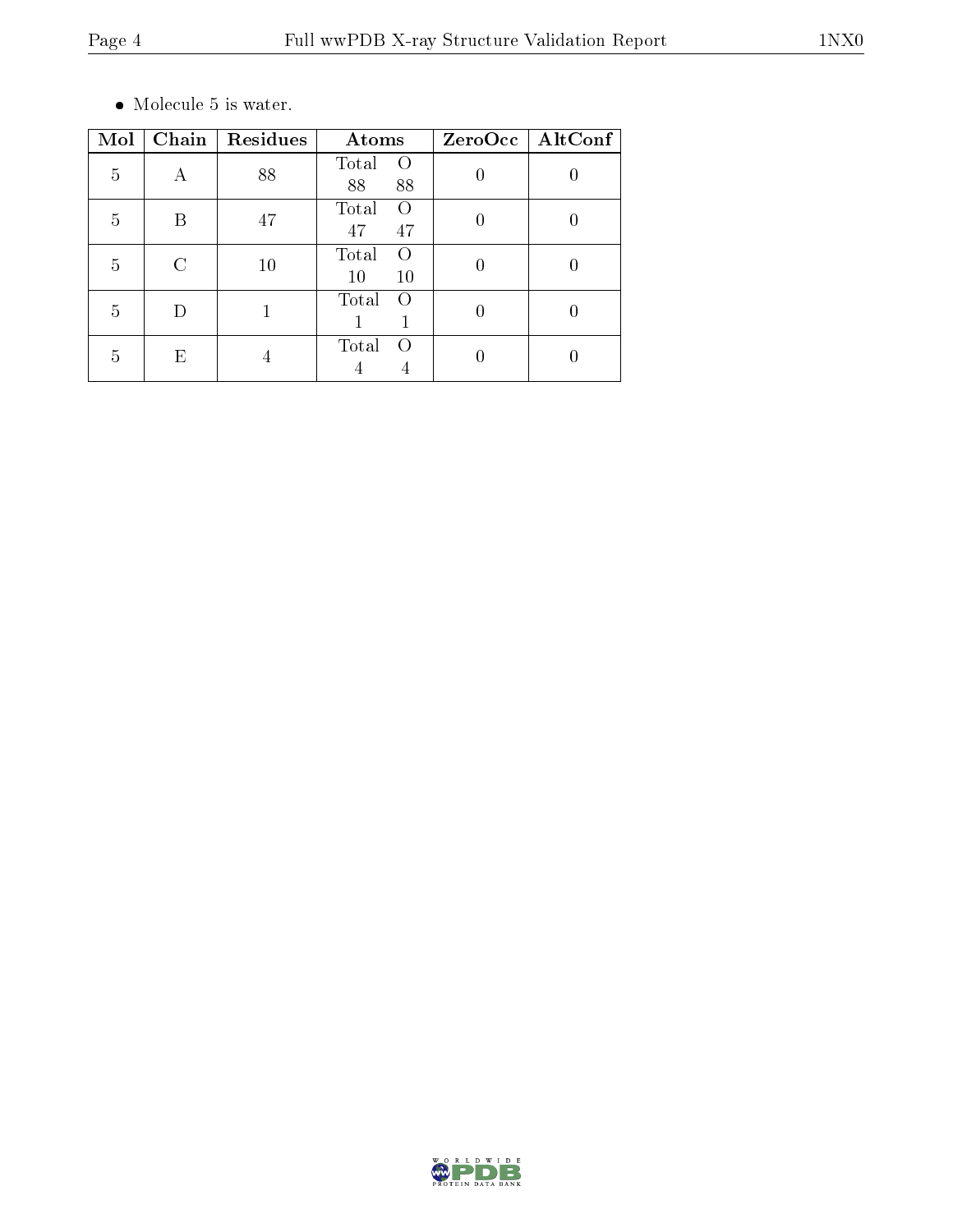- Molecule 5 is water.

| Mol | Chain | Residues | Atoms | | ZeroOcc | AltConf |
|---|---|---|---|---|---|---|
| | | | Total | O | | |
| 5 | A | 88 | 88 | 88 | 0 | 0 |
| 5 | B | 47 | 47 | 47 | 0 | 0 |
| 5 | C | 10 | 10 | 10 | 0 | 0 |
| 5 | D | 1 | 1 | 1 | 0 | 0 |
| 5 | E | 4 | 4 | 4 | 0 | 0 |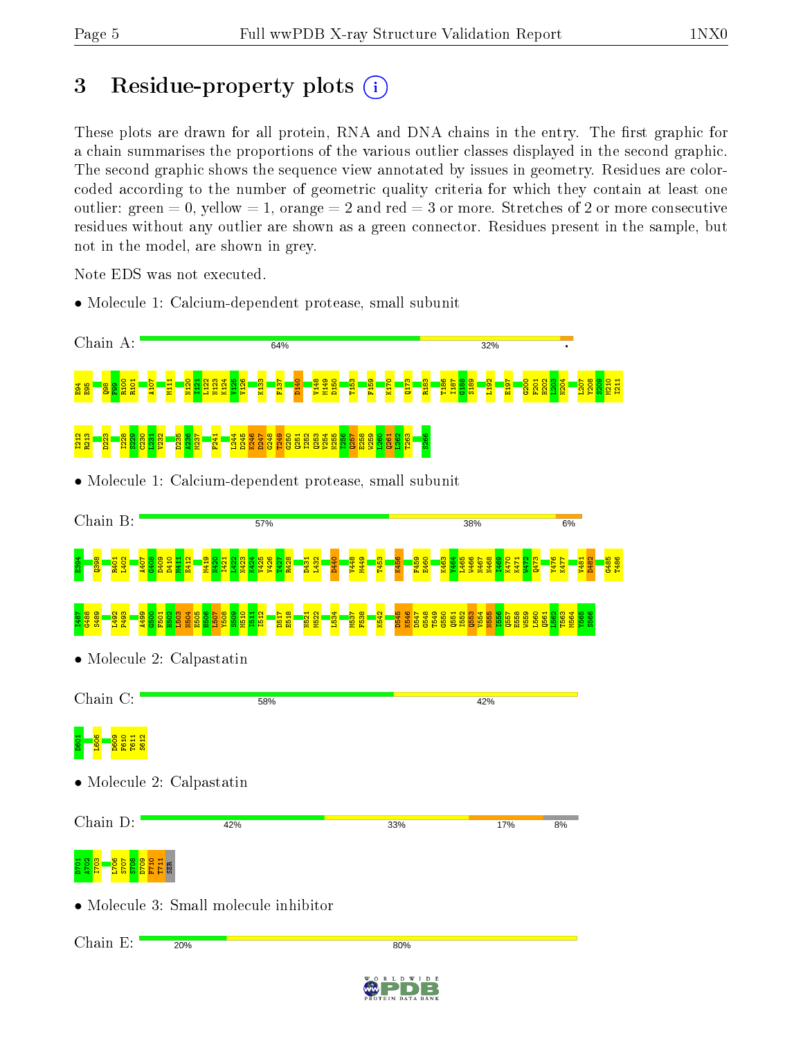# 3 Residue-property plots

These plots are drawn for all protein, RNA and DNA chains in the entry. The first graphic for a chain summarises the proportions of the various outlier classes displayed in the second graphic. The second graphic shows the sequence view annotated by issues in geometry. Residues are color-coded according to the number of geometric quality criteria for which they contain at least one outlier: green = 0, yellow = 1, orange = 2 and red = 3 or more. Stretches of 2 or more consecutive residues without any outlier are shown as a green connector. Residues present in the sample, but not in the model, are shown in grey.

Note EDS was not executed.

- Molecule 1: Calcium-dependent protease, small subunit

Chain A: 64% 32% •

E94 E95 Q98 F99 R100 R101 A107 M111 N120 I121 L122 N123 K124 V125 V126 K133 F137 D140 V148 M149 D150 T153 F159 K170 Q173 R183 T186 I187 G188 S189 L192 E197 G200 F201 R202 L203 M204 L207 Y208 S209 M210 I211 I212 R213 D223 I228 S229 C230 L231 V232 D235 A236 M237 F241 L244 M245 K246 D247 G248 T249 G250 Q251 I252 Q253 V254 N255 I256 Q257 E258 W259 L260 Q261 L262 T263 S266

- Molecule 1: Calcium-dependent protease, small subunit

Chain B: 57% 38% 6%

E394 Q398 R401 L402 A407 G408 D409 D410 M411 E412 M419 N420 I421 L422 N423 K424 V426 T427 R428 D431 L432 D440 V448 M449 T453 K456 F459 E460 K463 Y464 L465 W466 N467 N468 I469 K470 K471 W472 Q473 Y476 K477 V481 D482 G485 T486 I487 G488 S489 L492 F493 A499 G500 F501 R502 L503 N504 E505 H506 L507 Y508 S509 M510 I511 I512 D517 E518 N521 M522 L534 M537 F538 K542 D545 K546 D547 G548 T549 G550 Q551 I552 Q553 V554 N555 I556 Q557 E558 W559 L560 Q561 L562 T563 M564 Y565 S566

- Molecule 2: Calpastatin

Chain C: 58% 42%

D601 L606 D609 F610 T611 S612

- Molecule 2: Calpastatin

Chain D: 42% 33% 17% 8%

D701 A702 I703 L706 S707 S708 D709 F710 T711 SER

- Molecule 3: Small molecule inhibitor

Chain E: 20% 80%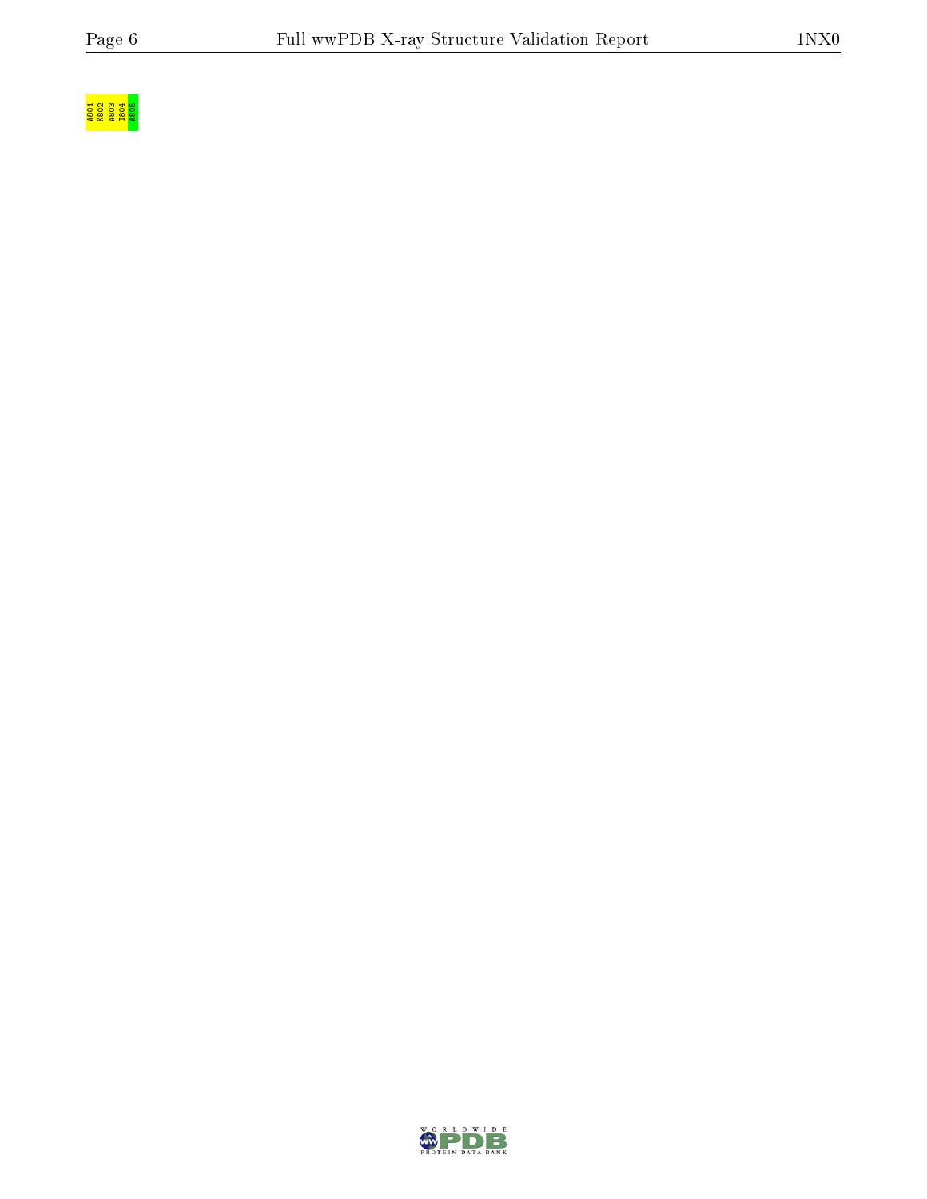A801
K802
A803
I804
A805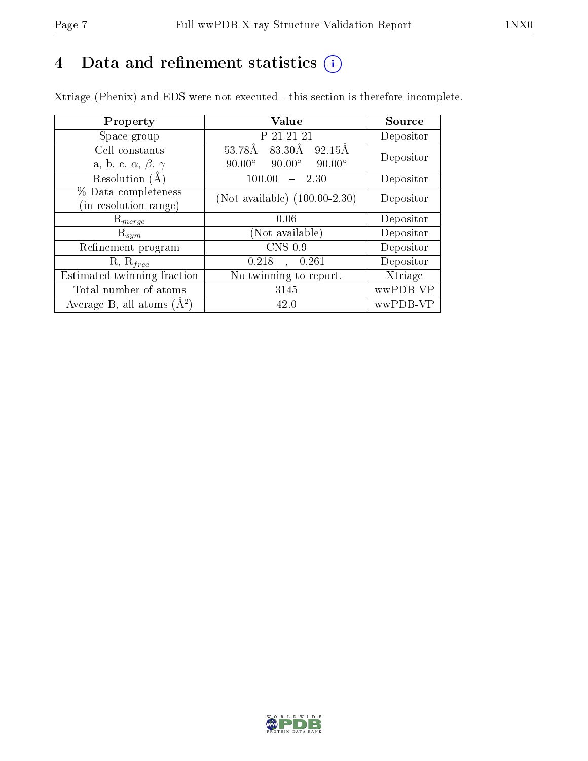# 4 Data and refinement statistics

Xtriage (Phenix) and EDS were not executed - this section is therefore incomplete.

| Property | Value | Source |
|---|---|---|
| Space group | P 21 21 21 | Depositor |
| Cell constants<br>a, b, c, $\alpha$, $\beta$, $\gamma$ | 53.78Å 83.30Å 92.15Å<br>90.00° 90.00° 90.00° | Depositor |
| Resolution (Å) | 100.00 – 2.30 | Depositor |
| % Data completeness<br>(in resolution range) | (Not available) (100.00-2.30) | Depositor |
| $R_{merge}$ | 0.06 | Depositor |
| $R_{sym}$ | (Not available) | Depositor |
| Refinement program | CNS 0.9 | Depositor |
| R, $R_{free}$ | 0.218 , 0.261 | Depositor |
| Estimated twinning fraction | No twinning to report. | Xtriage |
| Total number of atoms | 3145 | wwPDB-VP |
| Average B, all atoms (Å$^2$) | 42.0 | wwPDB-VP |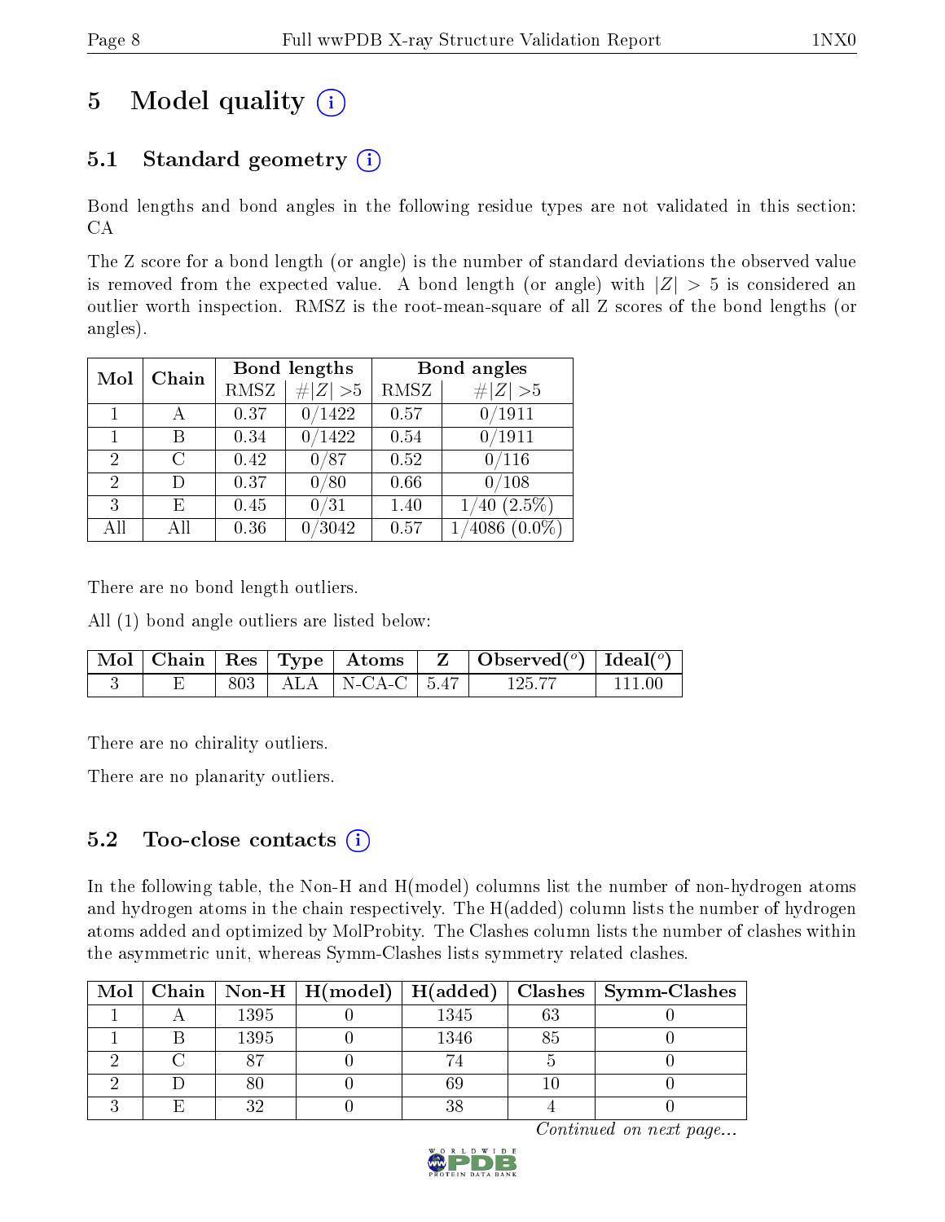# 5 Model quality (i)

## 5.1 Standard geometry (i)

Bond lengths and bond angles in the following residue types are not validated in this section: CA

The Z score for a bond length (or angle) is the number of standard deviations the observed value is removed from the expected value. A bond length (or angle) with $|Z| > 5$ is considered an outlier worth inspection. RMSZ is the root-mean-square of all Z scores of the bond lengths (or angles).

| Mol | Chain | Bond lengths | | Bond angles | |
|---|---|---|---|---|---|
| | | RMSZ | #\|Z\| >5 | RMSZ | #\|Z\| >5 |
| 1 | A | 0.37 | 0/1422 | 0.57 | 0/1911 |
| 1 | B | 0.34 | 0/1422 | 0.54 | 0/1911 |
| 2 | C | 0.42 | 0/87 | 0.52 | 0/116 |
| 2 | D | 0.37 | 0/80 | 0.66 | 0/108 |
| 3 | E | 0.45 | 0/31 | 1.40 | 1/40 (2.5%) |
| All | All | 0.36 | 0/3042 | 0.57 | 1/4086 (0.0%) |

There are no bond length outliers.

All (1) bond angle outliers are listed below:

| Mol | Chain | Res | Type | Atoms | Z | Observed(°) | Ideal(°) |
|---|---|---|---|---|---|---|---|
| 3 | E | 803 | ALA | N-CA-C | 5.47 | 125.77 | 111.00 |

There are no chirality outliers.

There are no planarity outliers.

## 5.2 Too-close contacts (i)

In the following table, the Non-H and H(model) columns list the number of non-hydrogen atoms and hydrogen atoms in the chain respectively. The H(added) column lists the number of hydrogen atoms added and optimized by MolProbity. The Clashes column lists the number of clashes within the asymmetric unit, whereas Symm-Clashes lists symmetry related clashes.

| Mol | Chain | Non-H | H(model) | H(added) | Clashes | Symm-Clashes |
|---|---|---|---|---|---|---|
| 1 | A | 1395 | 0 | 1345 | 63 | 0 |
| 1 | B | 1395 | 0 | 1346 | 85 | 0 |
| 2 | C | 87 | 0 | 74 | 5 | 0 |
| 2 | D | 80 | 0 | 69 | 10 | 0 |
| 3 | E | 32 | 0 | 38 | 4 | 0 |

*Continued on next page...*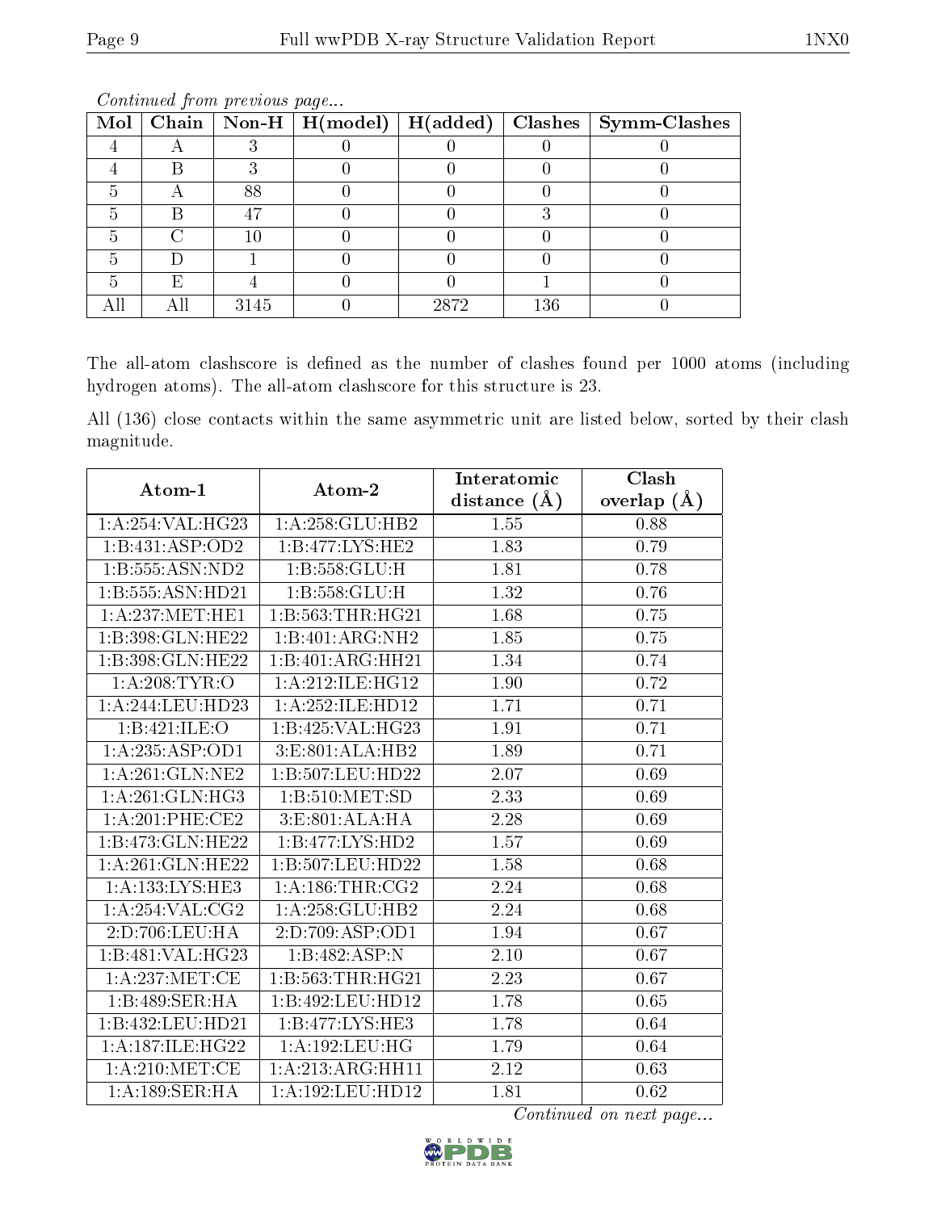*Continued from previous page...*

| Mol | Chain | Non-H | H(model) | H(added) | Clashes | Symm-Clashes |
|---|---|---|---|---|---|---|
| 4 | A | 3 | 0 | 0 | 0 | 0 |
| 4 | B | 3 | 0 | 0 | 0 | 0 |
| 5 | A | 88 | 0 | 0 | 0 | 0 |
| 5 | B | 47 | 0 | 0 | 3 | 0 |
| 5 | C | 10 | 0 | 0 | 0 | 0 |
| 5 | D | 1 | 0 | 0 | 0 | 0 |
| 5 | E | 4 | 0 | 0 | 1 | 0 |
| All | All | 3145 | 0 | 2872 | 136 | 0 |

The all-atom clashscore is defined as the number of clashes found per 1000 atoms (including hydrogen atoms). The all-atom clashscore for this structure is 23.

All (136) close contacts within the same asymmetric unit are listed below, sorted by their clash magnitude.

| Atom-1 | Atom-2 | Interatomic distance (Å) | Clash overlap (Å) |
|---|---|---|---|
| 1:A:254:VAL:HG23 | 1:A:258:GLU:HB2 | 1.55 | 0.88 |
| 1:B:431:ASP:OD2 | 1:B:477:LYS:HE2 | 1.83 | 0.79 |
| 1:B:555:ASN:ND2 | 1:B:558:GLU:H | 1.81 | 0.78 |
| 1:B:555:ASN:HD21 | 1:B:558:GLU:H | 1.32 | 0.76 |
| 1:A:237:MET:HE1 | 1:B:563:THR:HG21 | 1.68 | 0.75 |
| 1:B:398:GLN:HE22 | 1:B:401:ARG:NH2 | 1.85 | 0.75 |
| 1:B:398:GLN:HE22 | 1:B:401:ARG:HH21 | 1.34 | 0.74 |
| 1:A:208:TYR:O | 1:A:212:ILE:HG12 | 1.90 | 0.72 |
| 1:A:244:LEU:HD23 | 1:A:252:ILE:HD12 | 1.71 | 0.71 |
| 1:B:421:ILE:O | 1:B:425:VAL:HG23 | 1.91 | 0.71 |
| 1:A:235:ASP:OD1 | 3:E:801:ALA:HB2 | 1.89 | 0.71 |
| 1:A:261:GLN:NE2 | 1:B:507:LEU:HD22 | 2.07 | 0.69 |
| 1:A:261:GLN:HG3 | 1:B:510:MET:SD | 2.33 | 0.69 |
| 1:A:201:PHE:CE2 | 3:E:801:ALA:HA | 2.28 | 0.69 |
| 1:B:473:GLN:HE22 | 1:B:477:LYS:HD2 | 1.57 | 0.69 |
| 1:A:261:GLN:HE22 | 1:B:507:LEU:HD22 | 1.58 | 0.68 |
| 1:A:133:LYS:HE3 | 1:A:186:THR:CG2 | 2.24 | 0.68 |
| 1:A:254:VAL:CG2 | 1:A:258:GLU:HB2 | 2.24 | 0.68 |
| 2:D:706:LEU:HA | 2:D:709:ASP:OD1 | 1.94 | 0.67 |
| 1:B:481:VAL:HG23 | 1:B:482:ASP:N | 2.10 | 0.67 |
| 1:A:237:MET:CE | 1:B:563:THR:HG21 | 2.23 | 0.67 |
| 1:B:489:SER:HA | 1:B:492:LEU:HD12 | 1.78 | 0.65 |
| 1:B:432:LEU:HD21 | 1:B:477:LYS:HE3 | 1.78 | 0.64 |
| 1:A:187:ILE:HG22 | 1:A:192:LEU:HG | 1.79 | 0.64 |
| 1:A:210:MET:CE | 1:A:213:ARG:HH11 | 2.12 | 0.63 |
| 1:A:189:SER:HA | 1:A:192:LEU:HD12 | 1.81 | 0.62 |

*Continued on next page...*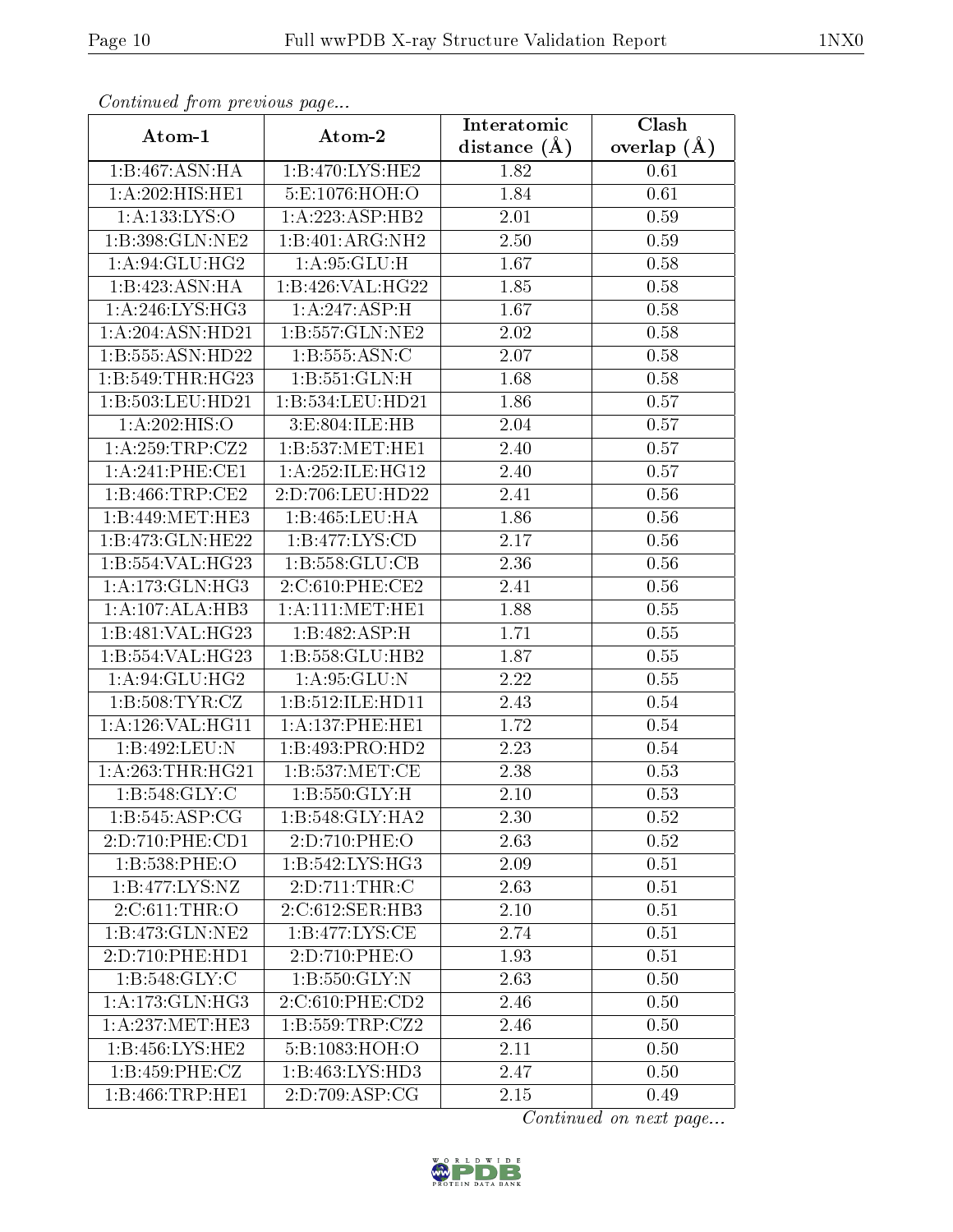*Continued from previous page...*

| Atom-1 | Atom-2 | Interatomic distance (Å) | Clash overlap (Å) |
| --- | --- | --- | --- |
| 1:B:467:ASN:HA | 1:B:470:LYS:HE2 | 1.82 | 0.61 |
| 1:A:202:HIS:HE1 | 5:E:1076:HOH:O | 1.84 | 0.61 |
| 1:A:133:LYS:O | 1:A:223:ASP:HB2 | 2.01 | 0.59 |
| 1:B:398:GLN:NE2 | 1:B:401:ARG:NH2 | 2.50 | 0.59 |
| 1:A:94:GLU:HG2 | 1:A:95:GLU:H | 1.67 | 0.58 |
| 1:B:423:ASN:HA | 1:B:426:VAL:HG22 | 1.85 | 0.58 |
| 1:A:246:LYS:HG3 | 1:A:247:ASP:H | 1.67 | 0.58 |
| 1:A:204:ASN:HD21 | 1:B:557:GLN:NE2 | 2.02 | 0.58 |
| 1:B:555:ASN:HD22 | 1:B:555:ASN:C | 2.07 | 0.58 |
| 1:B:549:THR:HG23 | 1:B:551:GLN:H | 1.68 | 0.58 |
| 1:B:503:LEU:HD21 | 1:B:534:LEU:HD21 | 1.86 | 0.57 |
| 1:A:202:HIS:O | 3:E:804:ILE:HB | 2.04 | 0.57 |
| 1:A:259:TRP:CZ2 | 1:B:537:MET:HE1 | 2.40 | 0.57 |
| 1:A:241:PHE:CE1 | 1:A:252:ILE:HG12 | 2.40 | 0.57 |
| 1:B:466:TRP:CE2 | 2:D:706:LEU:HD22 | 2.41 | 0.56 |
| 1:B:449:MET:HE3 | 1:B:465:LEU:HA | 1.86 | 0.56 |
| 1:B:473:GLN:HE22 | 1:B:477:LYS:CD | 2.17 | 0.56 |
| 1:B:554:VAL:HG23 | 1:B:558:GLU:CB | 2.36 | 0.56 |
| 1:A:173:GLN:HG3 | 2:C:610:PHE:CE2 | 2.41 | 0.56 |
| 1:A:107:ALA:HB3 | 1:A:111:MET:HE1 | 1.88 | 0.55 |
| 1:B:481:VAL:HG23 | 1:B:482:ASP:H | 1.71 | 0.55 |
| 1:B:554:VAL:HG23 | 1:B:558:GLU:HB2 | 1.87 | 0.55 |
| 1:A:94:GLU:HG2 | 1:A:95:GLU:N | 2.22 | 0.55 |
| 1:B:508:TYR:CZ | 1:B:512:ILE:HD11 | 2.43 | 0.54 |
| 1:A:126:VAL:HG11 | 1:A:137:PHE:HE1 | 1.72 | 0.54 |
| 1:B:492:LEU:N | 1:B:493:PRO:HD2 | 2.23 | 0.54 |
| 1:A:263:THR:HG21 | 1:B:537:MET:CE | 2.38 | 0.53 |
| 1:B:548:GLY:C | 1:B:550:GLY:H | 2.10 | 0.53 |
| 1:B:545:ASP:CG | 1:B:548:GLY:HA2 | 2.30 | 0.52 |
| 2:D:710:PHE:CD1 | 2:D:710:PHE:O | 2.63 | 0.52 |
| 1:B:538:PHE:O | 1:B:542:LYS:HG3 | 2.09 | 0.51 |
| 1:B:477:LYS:NZ | 2:D:711:THR:C | 2.63 | 0.51 |
| 2:C:611:THR:O | 2:C:612:SER:HB3 | 2.10 | 0.51 |
| 1:B:473:GLN:NE2 | 1:B:477:LYS:CE | 2.74 | 0.51 |
| 2:D:710:PHE:HD1 | 2:D:710:PHE:O | 1.93 | 0.51 |
| 1:B:548:GLY:C | 1:B:550:GLY:N | 2.63 | 0.50 |
| 1:A:173:GLN:HG3 | 2:C:610:PHE:CD2 | 2.46 | 0.50 |
| 1:A:237:MET:HE3 | 1:B:559:TRP:CZ2 | 2.46 | 0.50 |
| 1:B:456:LYS:HE2 | 5:B:1083:HOH:O | 2.11 | 0.50 |
| 1:B:459:PHE:CZ | 1:B:463:LYS:HD3 | 2.47 | 0.50 |
| 1:B:466:TRP:HE1 | 2:D:709:ASP:CG | 2.15 | 0.49 |

*Continued on next page...*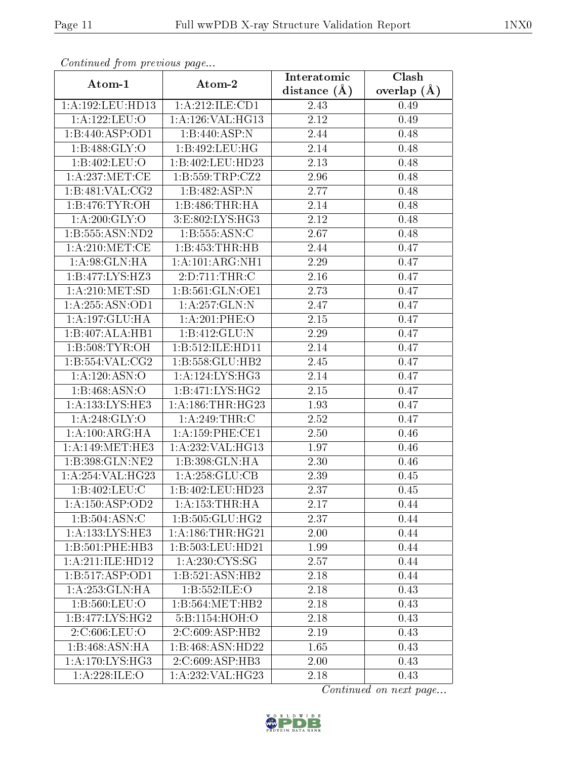*Continued from previous page...*

| Atom-1 | Atom-2 | Interatomic distance (Å) | Clash overlap (Å) |
|---|---|---|---|
| 1:A:192:LEU:HD13 | 1:A:212:ILE:CD1 | 2.43 | 0.49 |
| 1:A:122:LEU:O | 1:A:126:VAL:HG13 | 2.12 | 0.49 |
| 1:B:440:ASP:OD1 | 1:B:440:ASP:N | 2.44 | 0.48 |
| 1:B:488:GLY:O | 1:B:492:LEU:HG | 2.14 | 0.48 |
| 1:B:402:LEU:O | 1:B:402:LEU:HD23 | 2.13 | 0.48 |
| 1:A:237:MET:CE | 1:B:559:TRP:CZ2 | 2.96 | 0.48 |
| 1:B:481:VAL:CG2 | 1:B:482:ASP:N | 2.77 | 0.48 |
| 1:B:476:TYR:OH | 1:B:486:THR:HA | 2.14 | 0.48 |
| 1:A:200:GLY:O | 3:E:802:LYS:HG3 | 2.12 | 0.48 |
| 1:B:555:ASN:ND2 | 1:B:555:ASN:C | 2.67 | 0.48 |
| 1:A:210:MET:CE | 1:B:453:THR:HB | 2.44 | 0.47 |
| 1:A:98:GLN:HA | 1:A:101:ARG:NH1 | 2.29 | 0.47 |
| 1:B:477:LYS:HZ3 | 2:D:711:THR:C | 2.16 | 0.47 |
| 1:A:210:MET:SD | 1:B:561:GLN:OE1 | 2.73 | 0.47 |
| 1:A:255:ASN:OD1 | 1:A:257:GLN:N | 2.47 | 0.47 |
| 1:A:197:GLU:HA | 1:A:201:PHE:O | 2.15 | 0.47 |
| 1:B:407:ALA:HB1 | 1:B:412:GLU:N | 2.29 | 0.47 |
| 1:B:508:TYR:OH | 1:B:512:ILE:HD11 | 2.14 | 0.47 |
| 1:B:554:VAL:CG2 | 1:B:558:GLU:HB2 | 2.45 | 0.47 |
| 1:A:120:ASN:O | 1:A:124:LYS:HG3 | 2.14 | 0.47 |
| 1:B:468:ASN:O | 1:B:471:LYS:HG2 | 2.15 | 0.47 |
| 1:A:133:LYS:HE3 | 1:A:186:THR:HG23 | 1.93 | 0.47 |
| 1:A:248:GLY:O | 1:A:249:THR:C | 2.52 | 0.47 |
| 1:A:100:ARG:HA | 1:A:159:PHE:CE1 | 2.50 | 0.46 |
| 1:A:149:MET:HE3 | 1:A:232:VAL:HG13 | 1.97 | 0.46 |
| 1:B:398:GLN:NE2 | 1:B:398:GLN:HA | 2.30 | 0.46 |
| 1:A:254:VAL:HG23 | 1:A:258:GLU:CB | 2.39 | 0.45 |
| 1:B:402:LEU:C | 1:B:402:LEU:HD23 | 2.37 | 0.45 |
| 1:A:150:ASP:OD2 | 1:A:153:THR:HA | 2.17 | 0.44 |
| 1:B:504:ASN:C | 1:B:505:GLU:HG2 | 2.37 | 0.44 |
| 1:A:133:LYS:HE3 | 1:A:186:THR:HG21 | 2.00 | 0.44 |
| 1:B:501:PHE:HB3 | 1:B:503:LEU:HD21 | 1.99 | 0.44 |
| 1:A:211:ILE:HD12 | 1:A:230:CYS:SG | 2.57 | 0.44 |
| 1:B:517:ASP:OD1 | 1:B:521:ASN:HB2 | 2.18 | 0.44 |
| 1:A:253:GLN:HA | 1:B:552:ILE:O | 2.18 | 0.43 |
| 1:B:560:LEU:O | 1:B:564:MET:HB2 | 2.18 | 0.43 |
| 1:B:477:LYS:HG2 | 5:B:1154:HOH:O | 2.18 | 0.43 |
| 2:C:606:LEU:O | 2:C:609:ASP:HB2 | 2.19 | 0.43 |
| 1:B:468:ASN:HA | 1:B:468:ASN:HD22 | 1.65 | 0.43 |
| 1:A:170:LYS:HG3 | 2:C:609:ASP:HB3 | 2.00 | 0.43 |
| 1:A:228:ILE:O | 1:A:232:VAL:HG23 | 2.18 | 0.43 |

*Continued on next page...*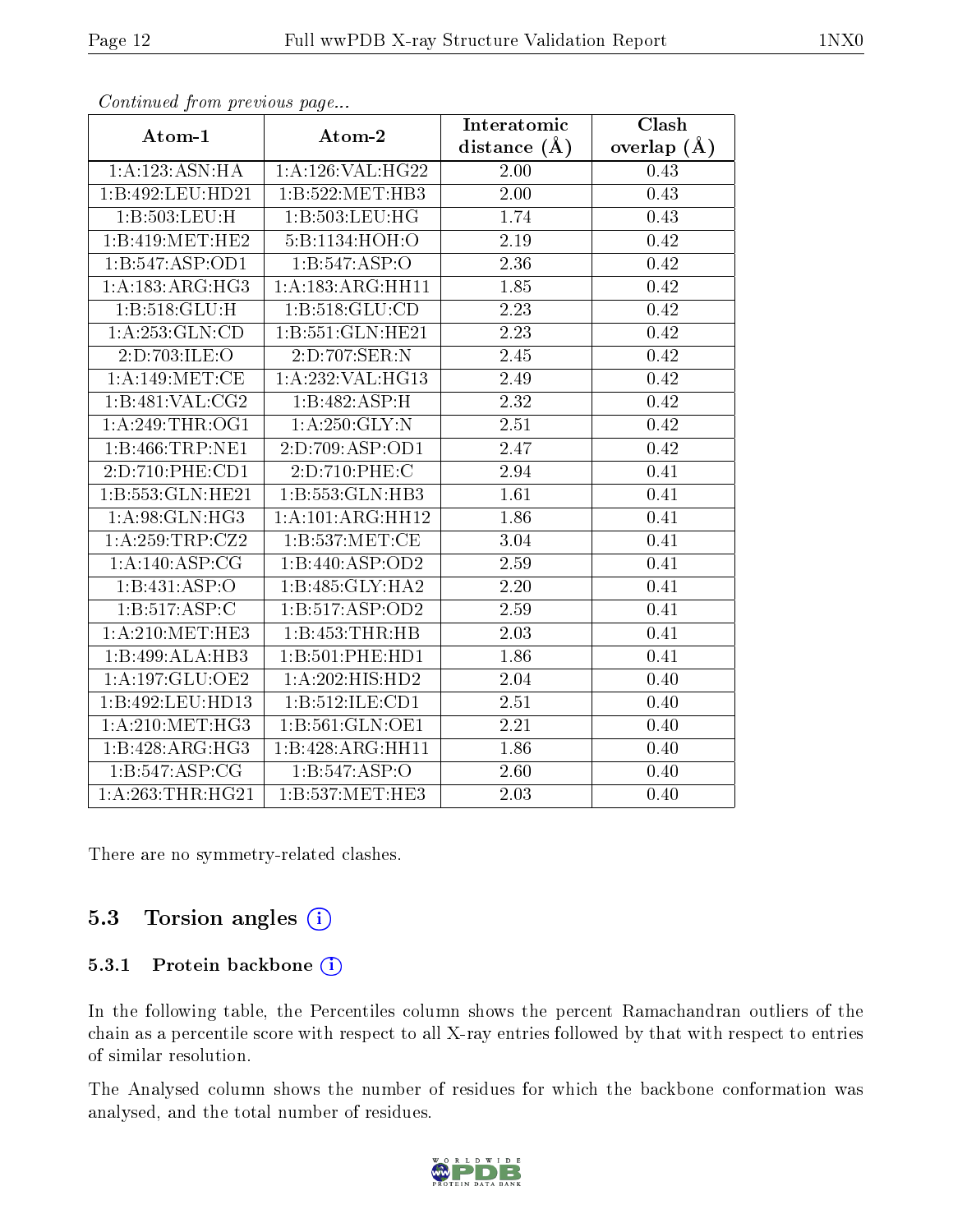*Continued from previous page...*

| Atom-1 | Atom-2 | Interatomic distance (Å) | Clash overlap (Å) |
|---|---|---|---|
| 1:A:123:ASN:HA | 1:A:126:VAL:HG22 | 2.00 | 0.43 |
| 1:B:492:LEU:HD21 | 1:B:522:MET:HB3 | 2.00 | 0.43 |
| 1:B:503:LEU:H | 1:B:503:LEU:HG | 1.74 | 0.43 |
| 1:B:419:MET:HE2 | 5:B:1134:HOH:O | 2.19 | 0.42 |
| 1:B:547:ASP:OD1 | 1:B:547:ASP:O | 2.36 | 0.42 |
| 1:A:183:ARG:HG3 | 1:A:183:ARG:HH11 | 1.85 | 0.42 |
| 1:B:518:GLU:H | 1:B:518:GLU:CD | 2.23 | 0.42 |
| 1:A:253:GLN:CD | 1:B:551:GLN:HE21 | 2.23 | 0.42 |
| 2:D:703:ILE:O | 2:D:707:SER:N | 2.45 | 0.42 |
| 1:A:149:MET:CE | 1:A:232:VAL:HG13 | 2.49 | 0.42 |
| 1:B:481:VAL:CG2 | 1:B:482:ASP:H | 2.32 | 0.42 |
| 1:A:249:THR:OG1 | 1:A:250:GLY:N | 2.51 | 0.42 |
| 1:B:466:TRP:NE1 | 2:D:709:ASP:OD1 | 2.47 | 0.42 |
| 2:D:710:PHE:CD1 | 2:D:710:PHE:C | 2.94 | 0.41 |
| 1:B:553:GLN:HE21 | 1:B:553:GLN:HB3 | 1.61 | 0.41 |
| 1:A:98:GLN:HG3 | 1:A:101:ARG:HH12 | 1.86 | 0.41 |
| 1:A:259:TRP:CZ2 | 1:B:537:MET:CE | 3.04 | 0.41 |
| 1:A:140:ASP:CG | 1:B:440:ASP:OD2 | 2.59 | 0.41 |
| 1:B:431:ASP:O | 1:B:485:GLY:HA2 | 2.20 | 0.41 |
| 1:B:517:ASP:C | 1:B:517:ASP:OD2 | 2.59 | 0.41 |
| 1:A:210:MET:HE3 | 1:B:453:THR:HB | 2.03 | 0.41 |
| 1:B:499:ALA:HB3 | 1:B:501:PHE:HD1 | 1.86 | 0.41 |
| 1:A:197:GLU:OE2 | 1:A:202:HIS:HD2 | 2.04 | 0.40 |
| 1:B:492:LEU:HD13 | 1:B:512:ILE:CD1 | 2.51 | 0.40 |
| 1:A:210:MET:HG3 | 1:B:561:GLN:OE1 | 2.21 | 0.40 |
| 1:B:428:ARG:HG3 | 1:B:428:ARG:HH11 | 1.86 | 0.40 |
| 1:B:547:ASP:CG | 1:B:547:ASP:O | 2.60 | 0.40 |
| 1:A:263:THR:HG21 | 1:B:537:MET:HE3 | 2.03 | 0.40 |

There are no symmetry-related clashes.

## 5.3 Torsion angles

### 5.3.1 Protein backbone

In the following table, the Percentiles column shows the percent Ramachandran outliers of the chain as a percentile score with respect to all X-ray entries followed by that with respect to entries of similar resolution.

The Analysed column shows the number of residues for which the backbone conformation was analysed, and the total number of residues.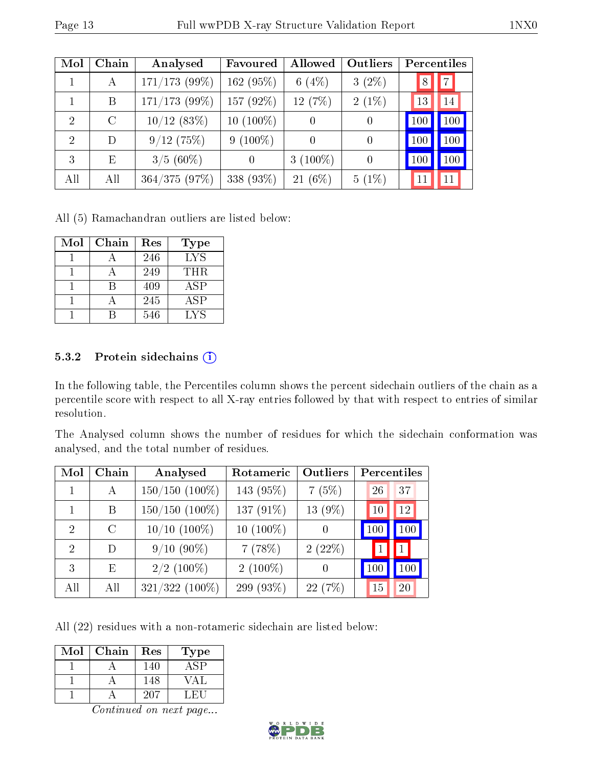| Mol | Chain | Analysed | Favoured | Allowed | Outliers | Percentiles | |
|---|---|---|---|---|---|---|---|
| 1 | A | 171/173 (99%) | 162 (95%) | 6 (4%) | 3 (2%) | 8 | 7 |
| 1 | B | 171/173 (99%) | 157 (92%) | 12 (7%) | 2 (1%) | 13 | 14 |
| 2 | C | 10/12 (83%) | 10 (100%) | 0 | 0 | 100 | 100 |
| 2 | D | 9/12 (75%) | 9 (100%) | 0 | 0 | 100 | 100 |
| 3 | E | 3/5 (60%) | 0 | 3 (100%) | 0 | 100 | 100 |
| All | All | 364/375 (97%) | 338 (93%) | 21 (6%) | 5 (1%) | 11 | 11 |

All (5) Ramachandran outliers are listed below:

| Mol | Chain | Res | Type |
|---|---|---|---|
| 1 | A | 246 | LYS |
| 1 | A | 249 | THR |
| 1 | B | 409 | ASP |
| 1 | A | 245 | ASP |
| 1 | B | 546 | LYS |

### 5.3.2 Protein sidechains (i)

In the following table, the Percentiles column shows the percent sidechain outliers of the chain as a percentile score with respect to all X-ray entries followed by that with respect to entries of similar resolution.

The Analysed column shows the number of residues for which the sidechain conformation was analysed, and the total number of residues.

| Mol | Chain | Analysed | Rotameric | Outliers | Percentiles | |
|---|---|---|---|---|---|---|
| 1 | A | 150/150 (100%) | 143 (95%) | 7 (5%) | 26 | 37 |
| 1 | B | 150/150 (100%) | 137 (91%) | 13 (9%) | 10 | 12 |
| 2 | C | 10/10 (100%) | 10 (100%) | 0 | 100 | 100 |
| 2 | D | 9/10 (90%) | 7 (78%) | 2 (22%) | 1 | 1 |
| 3 | E | 2/2 (100%) | 2 (100%) | 0 | 100 | 100 |
| All | All | 321/322 (100%) | 299 (93%) | 22 (7%) | 15 | 20 |

All (22) residues with a non-rotameric sidechain are listed below:

| Mol | Chain | Res | Type |
|---|---|---|---|
| 1 | A | 140 | ASP |
| 1 | A | 148 | VAL |
| 1 | A | 207 | LEU |

*Continued on next page...*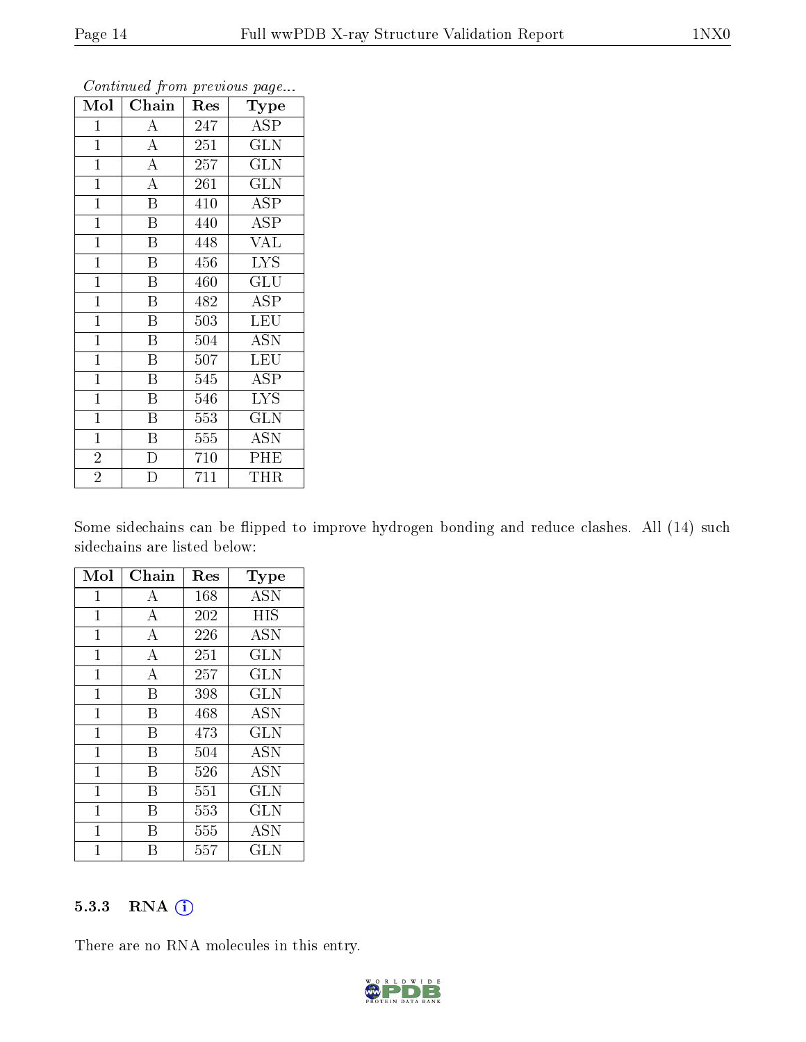*Continued from previous page...*

| Mol | Chain | Res | Type |
|---|---|---|---|
| 1 | A | 247 | ASP |
| 1 | A | 251 | GLN |
| 1 | A | 257 | GLN |
| 1 | A | 261 | GLN |
| 1 | B | 410 | ASP |
| 1 | B | 440 | ASP |
| 1 | B | 448 | VAL |
| 1 | B | 456 | LYS |
| 1 | B | 460 | GLU |
| 1 | B | 482 | ASP |
| 1 | B | 503 | LEU |
| 1 | B | 504 | ASN |
| 1 | B | 507 | LEU |
| 1 | B | 545 | ASP |
| 1 | B | 546 | LYS |
| 1 | B | 553 | GLN |
| 1 | B | 555 | ASN |
| 2 | D | 710 | PHE |
| 2 | D | 711 | THR |

Some sidechains can be flipped to improve hydrogen bonding and reduce clashes. All (14) such sidechains are listed below:

| Mol | Chain | Res | Type |
|---|---|---|---|
| 1 | A | 168 | ASN |
| 1 | A | 202 | HIS |
| 1 | A | 226 | ASN |
| 1 | A | 251 | GLN |
| 1 | A | 257 | GLN |
| 1 | B | 398 | GLN |
| 1 | B | 468 | ASN |
| 1 | B | 473 | GLN |
| 1 | B | 504 | ASN |
| 1 | B | 526 | ASN |
| 1 | B | 551 | GLN |
| 1 | B | 553 | GLN |
| 1 | B | 555 | ASN |
| 1 | B | 557 | GLN |

### 5.3.3 RNA

There are no RNA molecules in this entry.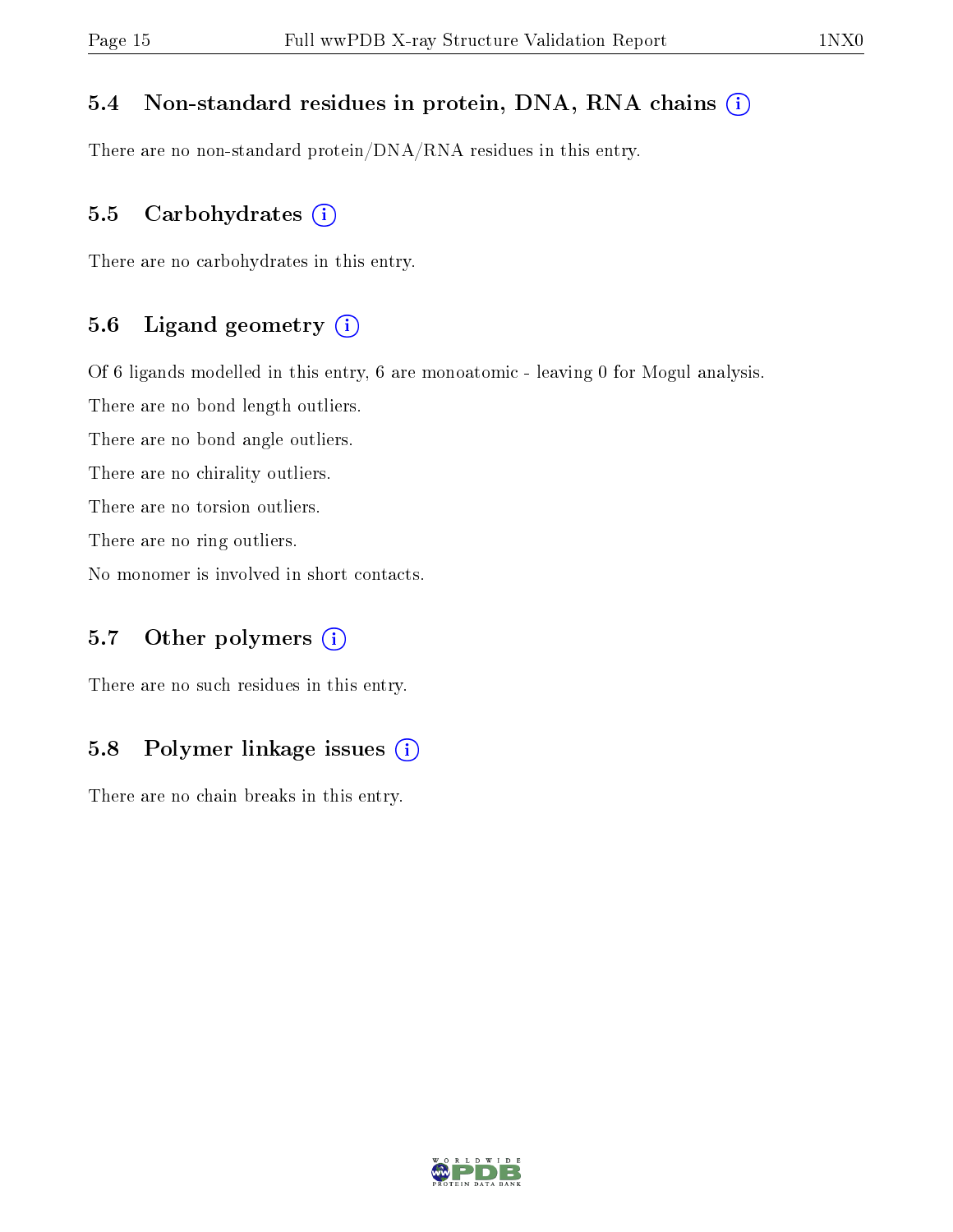### 5.4 Non-standard residues in protein, DNA, RNA chains

There are no non-standard protein/DNA/RNA residues in this entry.

### 5.5 Carbohydrates

There are no carbohydrates in this entry.

### 5.6 Ligand geometry

Of 6 ligands modelled in this entry, 6 are monoatomic - leaving 0 for Mogul analysis.

There are no bond length outliers.

There are no bond angle outliers.

There are no chirality outliers.

There are no torsion outliers.

There are no ring outliers.

No monomer is involved in short contacts.

### 5.7 Other polymers

There are no such residues in this entry.

### 5.8 Polymer linkage issues

There are no chain breaks in this entry.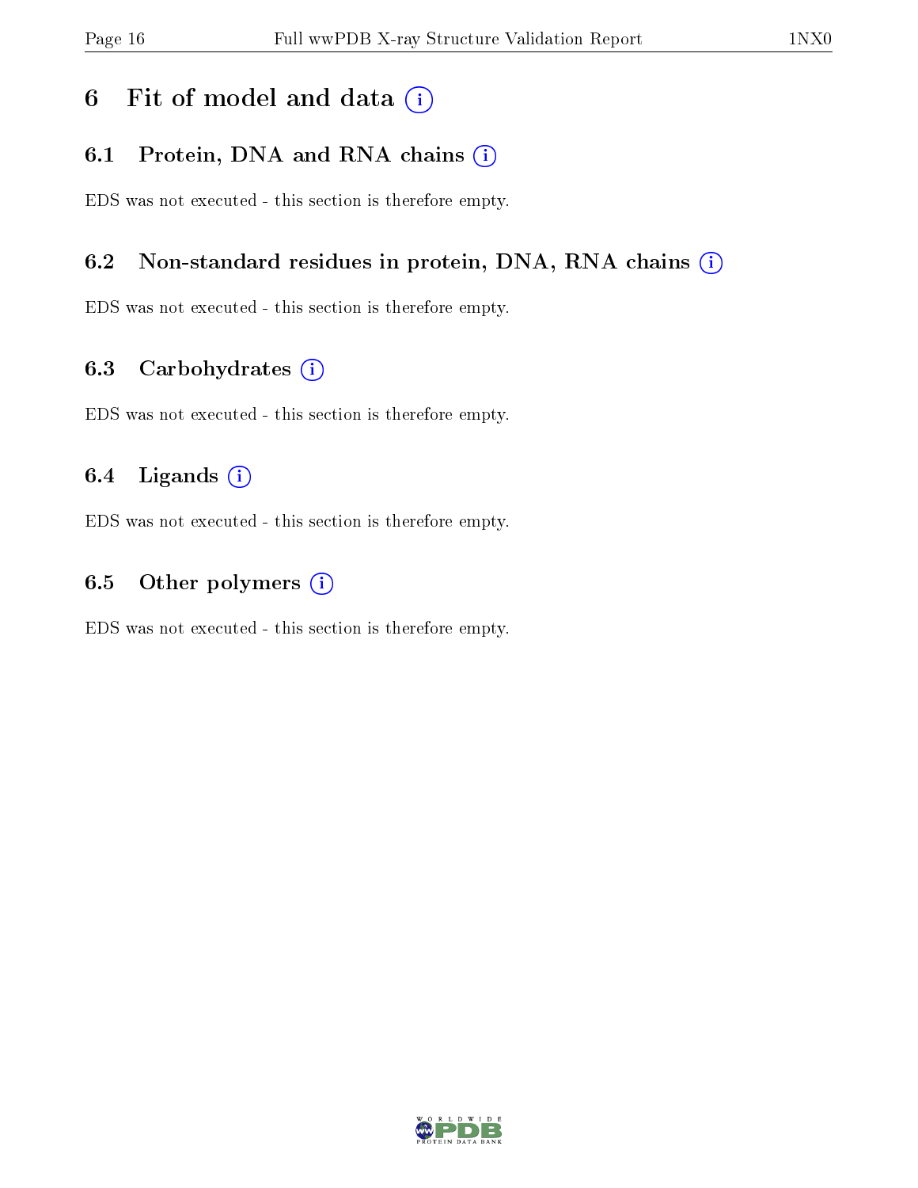# 6 Fit of model and data

## 6.1 Protein, DNA and RNA chains

EDS was not executed - this section is therefore empty.

## 6.2 Non-standard residues in protein, DNA, RNA chains

EDS was not executed - this section is therefore empty.

## 6.3 Carbohydrates

EDS was not executed - this section is therefore empty.

## 6.4 Ligands

EDS was not executed - this section is therefore empty.

## 6.5 Other polymers

EDS was not executed - this section is therefore empty.